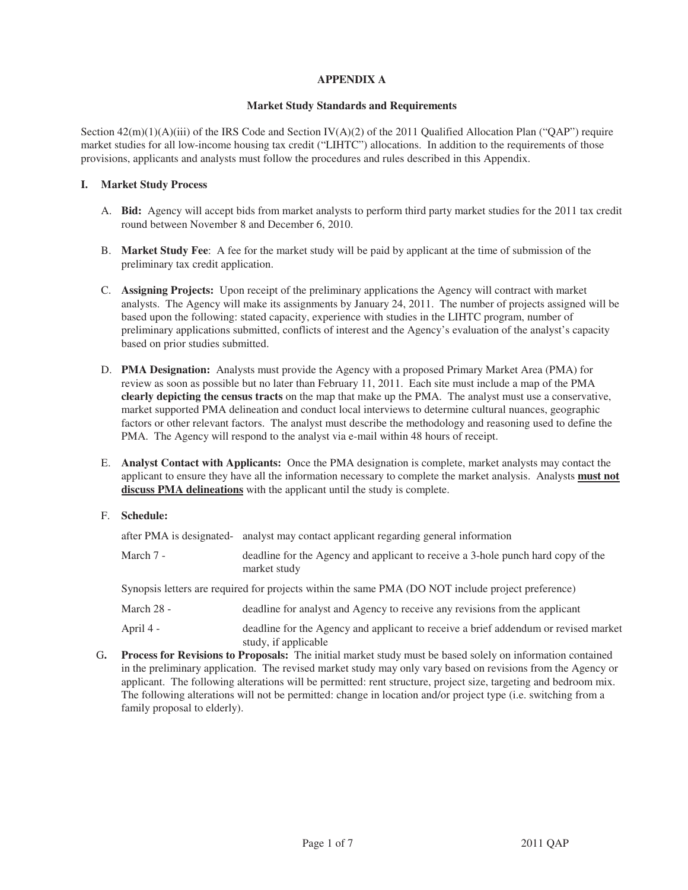# APPENDIX A

## Market Study Standards and Requirements

Section 42(m)(1)(A)(iii) of the IRS Code and Section IV(A)(2) of the 2011 Qualified Allocation Plan ("QAP") require market studies for all low-income housing tax credit ("LIHTC") allocations. In addition to the requirements of those provisions, applicants and analysts must follow the procedures and rules described in this Appendix.

### I. Market Study Process

A. **Bid:** Agency will accept bids from market analysts to perform third party market studies for the 2011 tax credit round between November 8 and December 6, 2010.

B. **Market Study Fee**: A fee for the market study will be paid by applicant at the time of submission of the preliminary tax credit application.

C. **Assigning Projects:** Upon receipt of the preliminary applications the Agency will contract with market analysts. The Agency will make its assignments by January 24, 2011. The number of projects assigned will be based upon the following: stated capacity, experience with studies in the LIHTC program, number of preliminary applications submitted, conflicts of interest and the Agency's evaluation of the analyst's capacity based on prior studies submitted.

D. **PMA Designation:** Analysts must provide the Agency with a proposed Primary Market Area (PMA) for review as soon as possible but no later than February 11, 2011. Each site must include a map of the PMA **clearly depicting the census tracts** on the map that make up the PMA. The analyst must use a conservative, market supported PMA delineation and conduct local interviews to determine cultural nuances, geographic factors or other relevant factors. The analyst must describe the methodology and reasoning used to define the PMA. The Agency will respond to the analyst via e-mail within 48 hours of receipt.

E. **Analyst Contact with Applicants:** Once the PMA designation is complete, market analysts may contact the applicant to ensure they have all the information necessary to complete the market analysis. Analysts **<u>must not discuss PMA delineations</u>** with the applicant until the study is complete.

F. **Schedule:**

after PMA is designated- analyst may contact applicant regarding general information

March 7 - deadline for the Agency and applicant to receive a 3-hole punch hard copy of the market study

Synopsis letters are required for projects within the same PMA (DO NOT include project preference)

March 28 - deadline for analyst and Agency to receive any revisions from the applicant

April 4 - deadline for the Agency and applicant to receive a brief addendum or revised market study, if applicable

G. **Process for Revisions to Proposals:** The initial market study must be based solely on information contained in the preliminary application. The revised market study may only vary based on revisions from the Agency or applicant. The following alterations will be permitted: rent structure, project size, targeting and bedroom mix. The following alterations will not be permitted: change in location and/or project type (i.e. switching from a family proposal to elderly).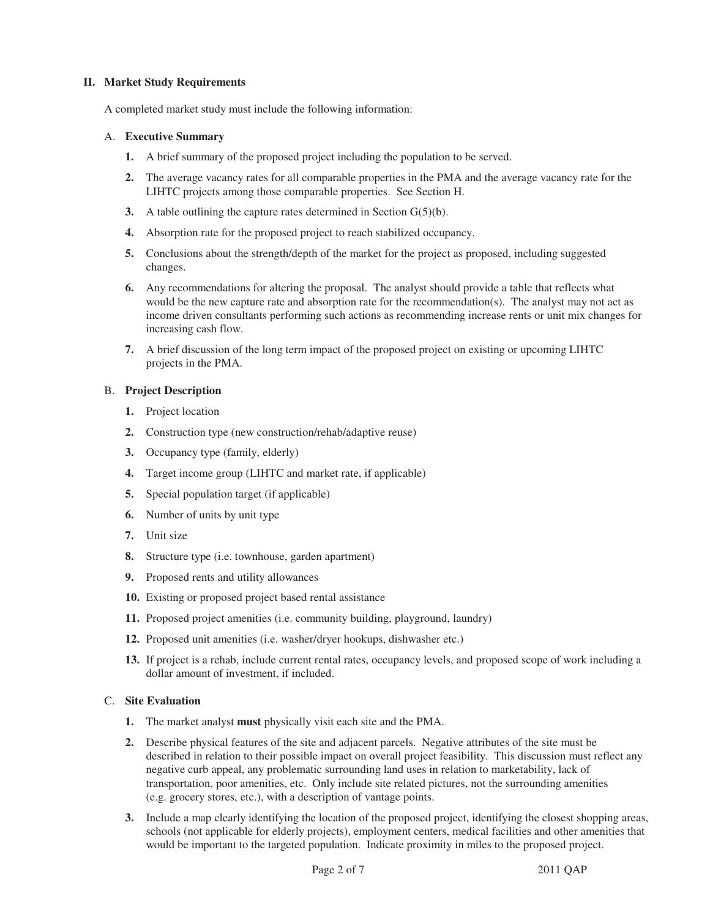## II. Market Study Requirements

A completed market study must include the following information:

### A. **Executive Summary**

1. A brief summary of the proposed project including the population to be served.
2. The average vacancy rates for all comparable properties in the PMA and the average vacancy rate for the LIHTC projects among those comparable properties. See Section H.
3. A table outlining the capture rates determined in Section G(5)(b).
4. Absorption rate for the proposed project to reach stabilized occupancy.
5. Conclusions about the strength/depth of the market for the project as proposed, including suggested changes.
6. Any recommendations for altering the proposal. The analyst should provide a table that reflects what would be the new capture rate and absorption rate for the recommendation(s). The analyst may not act as income driven consultants performing such actions as recommending increase rents or unit mix changes for increasing cash flow.
7. A brief discussion of the long term impact of the proposed project on existing or upcoming LIHTC projects in the PMA.

### B. **Project Description**

1. Project location
2. Construction type (new construction/rehab/adaptive reuse)
3. Occupancy type (family, elderly)
4. Target income group (LIHTC and market rate, if applicable)
5. Special population target (if applicable)
6. Number of units by unit type
7. Unit size
8. Structure type (i.e. townhouse, garden apartment)
9. Proposed rents and utility allowances
10. Existing or proposed project based rental assistance
11. Proposed project amenities (i.e. community building, playground, laundry)
12. Proposed unit amenities (i.e. washer/dryer hookups, dishwasher etc.)
13. If project is a rehab, include current rental rates, occupancy levels, and proposed scope of work including a dollar amount of investment, if included.

### C. **Site Evaluation**

1. The market analyst **must** physically visit each site and the PMA.
2. Describe physical features of the site and adjacent parcels. Negative attributes of the site must be described in relation to their possible impact on overall project feasibility. This discussion must reflect any negative curb appeal, any problematic surrounding land uses in relation to marketability, lack of transportation, poor amenities, etc. Only include site related pictures, not the surrounding amenities (e.g. grocery stores, etc.), with a description of vantage points.
3. Include a map clearly identifying the location of the proposed project, identifying the closest shopping areas, schools (not applicable for elderly projects), employment centers, medical facilities and other amenities that would be important to the targeted population. Indicate proximity in miles to the proposed project.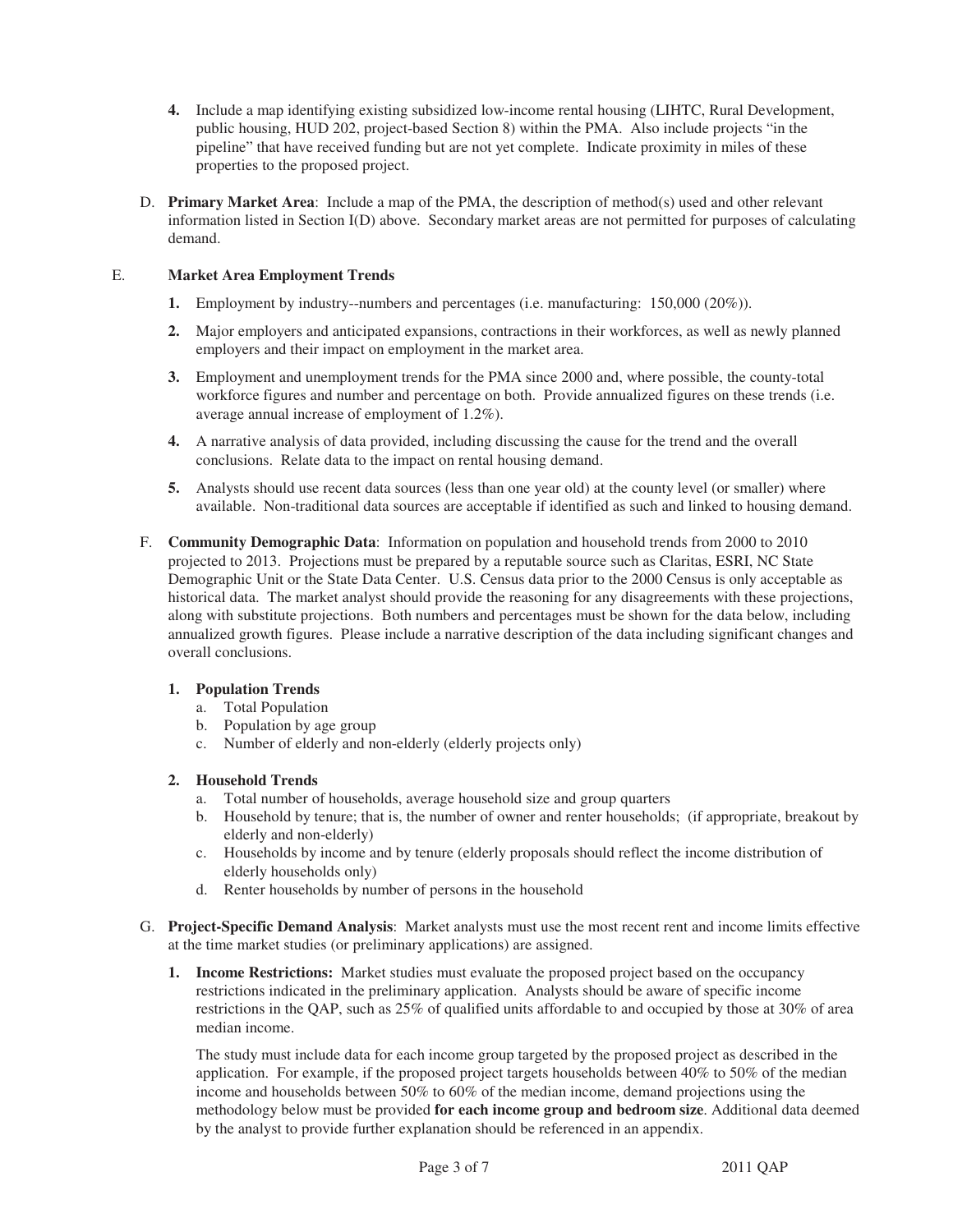4. Include a map identifying existing subsidized low-income rental housing (LIHTC, Rural Development, public housing, HUD 202, project-based Section 8) within the PMA. Also include projects "in the pipeline" that have received funding but are not yet complete. Indicate proximity in miles of these properties to the proposed project.

D. **Primary Market Area**: Include a map of the PMA, the description of method(s) used and other relevant information listed in Section I(D) above. Secondary market areas are not permitted for purposes of calculating demand.

## E. Market Area Employment Trends

1. Employment by industry--numbers and percentages (i.e. manufacturing: 150,000 (20%)).
2. Major employers and anticipated expansions, contractions in their workforces, as well as newly planned employers and their impact on employment in the market area.
3. Employment and unemployment trends for the PMA since 2000 and, where possible, the county-total workforce figures and number and percentage on both. Provide annualized figures on these trends (i.e. average annual increase of employment of 1.2%).
4. A narrative analysis of data provided, including discussing the cause for the trend and the overall conclusions. Relate data to the impact on rental housing demand.
5. Analysts should use recent data sources (less than one year old) at the county level (or smaller) where available. Non-traditional data sources are acceptable if identified as such and linked to housing demand.

F. **Community Demographic Data**: Information on population and household trends from 2000 to 2010 projected to 2013. Projections must be prepared by a reputable source such as Claritas, ESRI, NC State Demographic Unit or the State Data Center. U.S. Census data prior to the 2000 Census is only acceptable as historical data. The market analyst should provide the reasoning for any disagreements with these projections, along with substitute projections. Both numbers and percentages must be shown for the data below, including annualized growth figures. Please include a narrative description of the data including significant changes and overall conclusions.

**1. Population Trends**

a. Total Population
b. Population by age group
c. Number of elderly and non-elderly (elderly projects only)

**2. Household Trends**

a. Total number of households, average household size and group quarters
b. Household by tenure; that is, the number of owner and renter households; (if appropriate, breakout by elderly and non-elderly)
c. Households by income and by tenure (elderly proposals should reflect the income distribution of elderly households only)
d. Renter households by number of persons in the household

G. **Project-Specific Demand Analysis**: Market analysts must use the most recent rent and income limits effective at the time market studies (or preliminary applications) are assigned.

1. **Income Restrictions:** Market studies must evaluate the proposed project based on the occupancy restrictions indicated in the preliminary application. Analysts should be aware of specific income restrictions in the QAP, such as 25% of qualified units affordable to and occupied by those at 30% of area median income.

   The study must include data for each income group targeted by the proposed project as described in the application. For example, if the proposed project targets households between 40% to 50% of the median income and households between 50% to 60% of the median income, demand projections using the methodology below must be provided **for each income group and bedroom size**. Additional data deemed by the analyst to provide further explanation should be referenced in an appendix.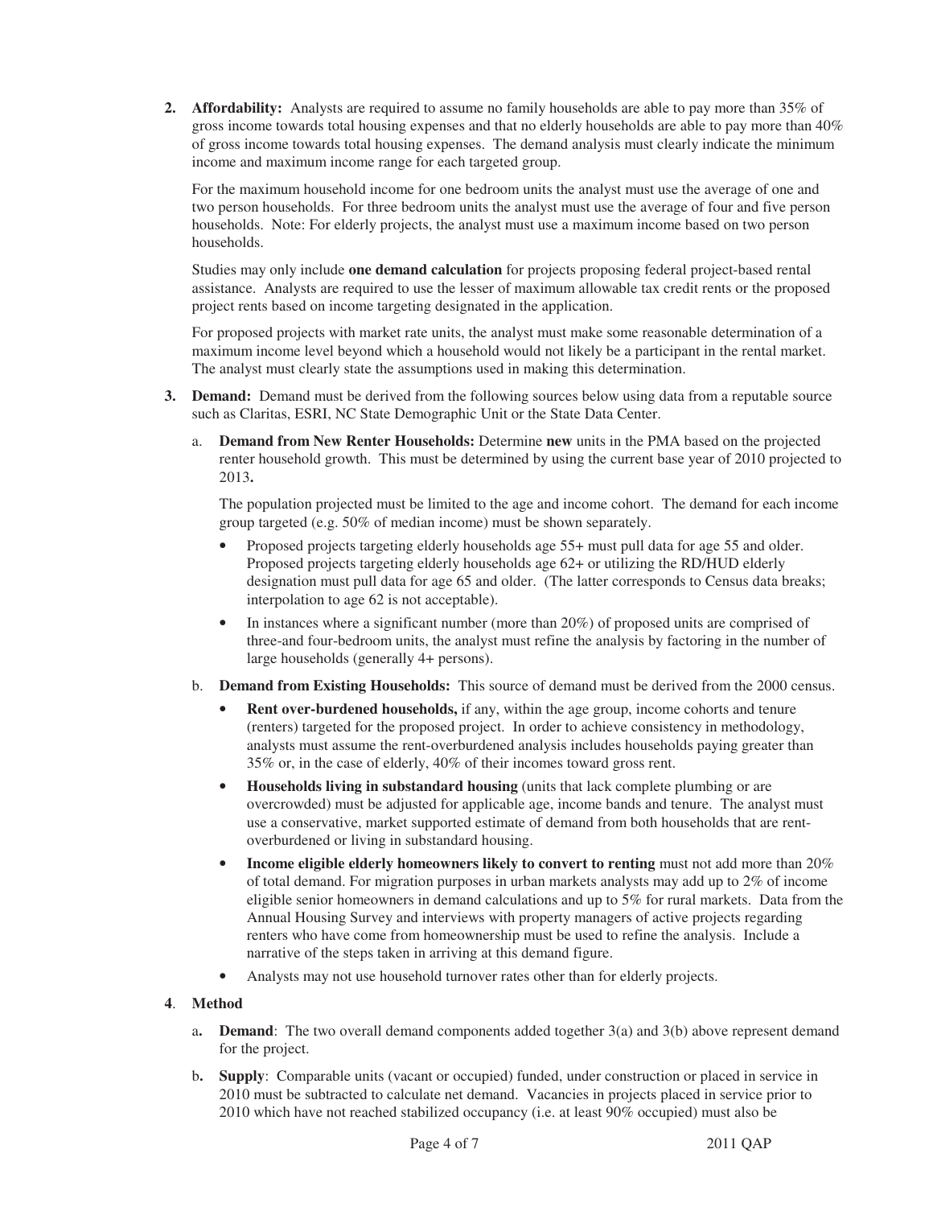2. **Affordability:** Analysts are required to assume no family households are able to pay more than 35% of gross income towards total housing expenses and that no elderly households are able to pay more than 40% of gross income towards total housing expenses. The demand analysis must clearly indicate the minimum income and maximum income range for each targeted group.

   For the maximum household income for one bedroom units the analyst must use the average of one and two person households. For three bedroom units the analyst must use the average of four and five person households. Note: For elderly projects, the analyst must use a maximum income based on two person households.

   Studies may only include **one demand calculation** for projects proposing federal project-based rental assistance. Analysts are required to use the lesser of maximum allowable tax credit rents or the proposed project rents based on income targeting designated in the application.

   For proposed projects with market rate units, the analyst must make some reasonable determination of a maximum income level beyond which a household would not likely be a participant in the rental market. The analyst must clearly state the assumptions used in making this determination.

3. **Demand:** Demand must be derived from the following sources below using data from a reputable source such as Claritas, ESRI, NC State Demographic Unit or the State Data Center.

   a. **Demand from New Renter Households:** Determine **new** units in the PMA based on the projected renter household growth. This must be determined by using the current base year of 2010 projected to 2013**.**

      The population projected must be limited to the age and income cohort. The demand for each income group targeted (e.g. 50% of median income) must be shown separately.

      - Proposed projects targeting elderly households age 55+ must pull data for age 55 and older. Proposed projects targeting elderly households age 62+ or utilizing the RD/HUD elderly designation must pull data for age 65 and older. (The latter corresponds to Census data breaks; interpolation to age 62 is not acceptable).
      - In instances where a significant number (more than 20%) of proposed units are comprised of three-and four-bedroom units, the analyst must refine the analysis by factoring in the number of large households (generally 4+ persons).

   b. **Demand from Existing Households:** This source of demand must be derived from the 2000 census.

      - **Rent over-burdened households,** if any, within the age group, income cohorts and tenure (renters) targeted for the proposed project. In order to achieve consistency in methodology, analysts must assume the rent-overburdened analysis includes households paying greater than 35% or, in the case of elderly, 40% of their incomes toward gross rent.
      - **Households living in substandard housing** (units that lack complete plumbing or are overcrowded) must be adjusted for applicable age, income bands and tenure. The analyst must use a conservative, market supported estimate of demand from both households that are rent-overburdened or living in substandard housing.
      - **Income eligible elderly homeowners likely to convert to renting** must not add more than 20% of total demand. For migration purposes in urban markets analysts may add up to 2% of income eligible senior homeowners in demand calculations and up to 5% for rural markets. Data from the Annual Housing Survey and interviews with property managers of active projects regarding renters who have come from homeownership must be used to refine the analysis. Include a narrative of the steps taken in arriving at this demand figure.
      - Analysts may not use household turnover rates other than for elderly projects.

4. **Method**

   a**. Demand**: The two overall demand components added together 3(a) and 3(b) above represent demand for the project.

   b**. Supply**: Comparable units (vacant or occupied) funded, under construction or placed in service in 2010 must be subtracted to calculate net demand. Vacancies in projects placed in service prior to 2010 which have not reached stabilized occupancy (i.e. at least 90% occupied) must also be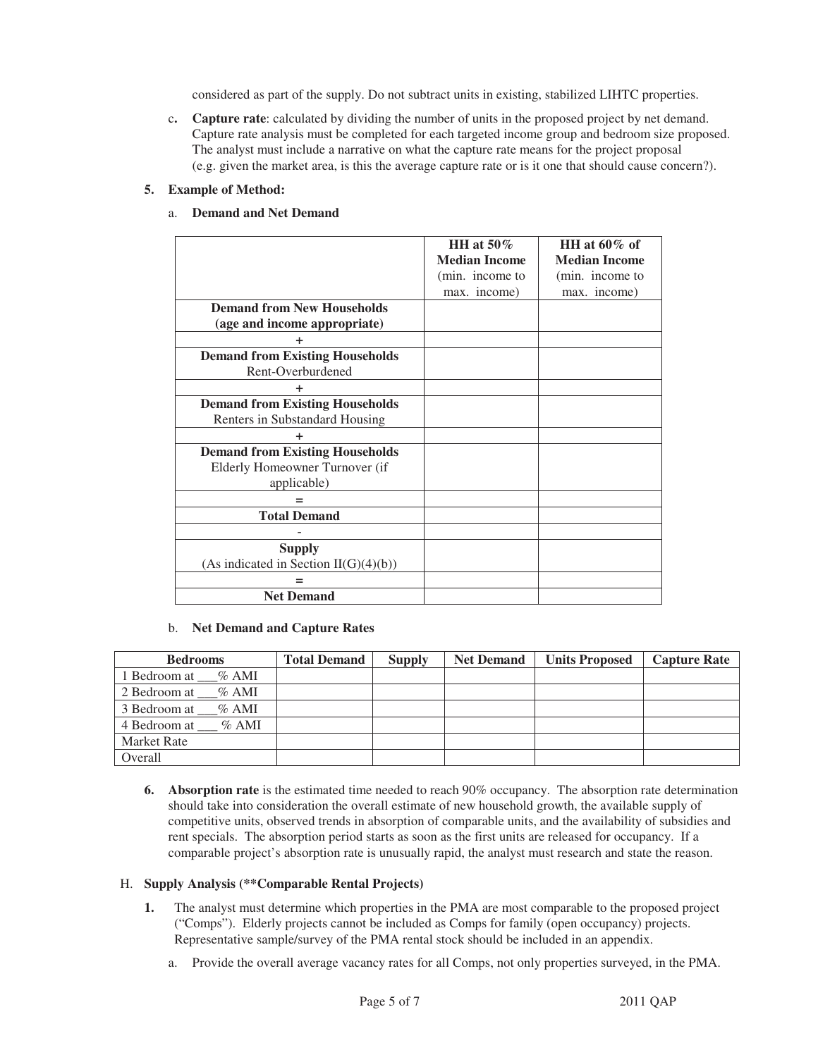considered as part of the supply. Do not subtract units in existing, stabilized LIHTC properties.

c. **Capture rate**: calculated by dividing the number of units in the proposed project by net demand. Capture rate analysis must be completed for each targeted income group and bedroom size proposed. The analyst must include a narrative on what the capture rate means for the project proposal (e.g. given the market area, is this the average capture rate or is it one that should cause concern?).

**5. Example of Method:**

a. **Demand and Net Demand**

| | **HH at 50% Median Income** (min. income to max. income) | **HH at 60% of Median Income** (min. income to max. income) |
|---|---|---|
| **Demand from New Households (age and income appropriate)** | | |
| + | | |
| **Demand from Existing Households** Rent-Overburdened | | |
| + | | |
| **Demand from Existing Households** Renters in Substandard Housing | | |
| + | | |
| **Demand from Existing Households** Elderly Homeowner Turnover (if applicable) | | |
| = | | |
| **Total Demand** | | |
| - | | |
| **Supply** (As indicated in Section II(G)(4)(b)) | | |
| = | | |
| **Net Demand** | | |

b. **Net Demand and Capture Rates**

| Bedrooms | Total Demand | Supply | Net Demand | Units Proposed | Capture Rate |
|---|---|---|---|---|---|
| 1 Bedroom at ___% AMI | | | | | |
| 2 Bedroom at ___% AMI | | | | | |
| 3 Bedroom at ___% AMI | | | | | |
| 4 Bedroom at ___ % AMI | | | | | |
| Market Rate | | | | | |
| Overall | | | | | |

**6. Absorption rate** is the estimated time needed to reach 90% occupancy. The absorption rate determination should take into consideration the overall estimate of new household growth, the available supply of competitive units, observed trends in absorption of comparable units, and the availability of subsidies and rent specials. The absorption period starts as soon as the first units are released for occupancy. If a comparable project's absorption rate is unusually rapid, the analyst must research and state the reason.

H. **Supply Analysis (**Comparable Rental Projects)**

**1.** The analyst must determine which properties in the PMA are most comparable to the proposed project ("Comps"). Elderly projects cannot be included as Comps for family (open occupancy) projects. Representative sample/survey of the PMA rental stock should be included in an appendix.

a. Provide the overall average vacancy rates for all Comps, not only properties surveyed, in the PMA.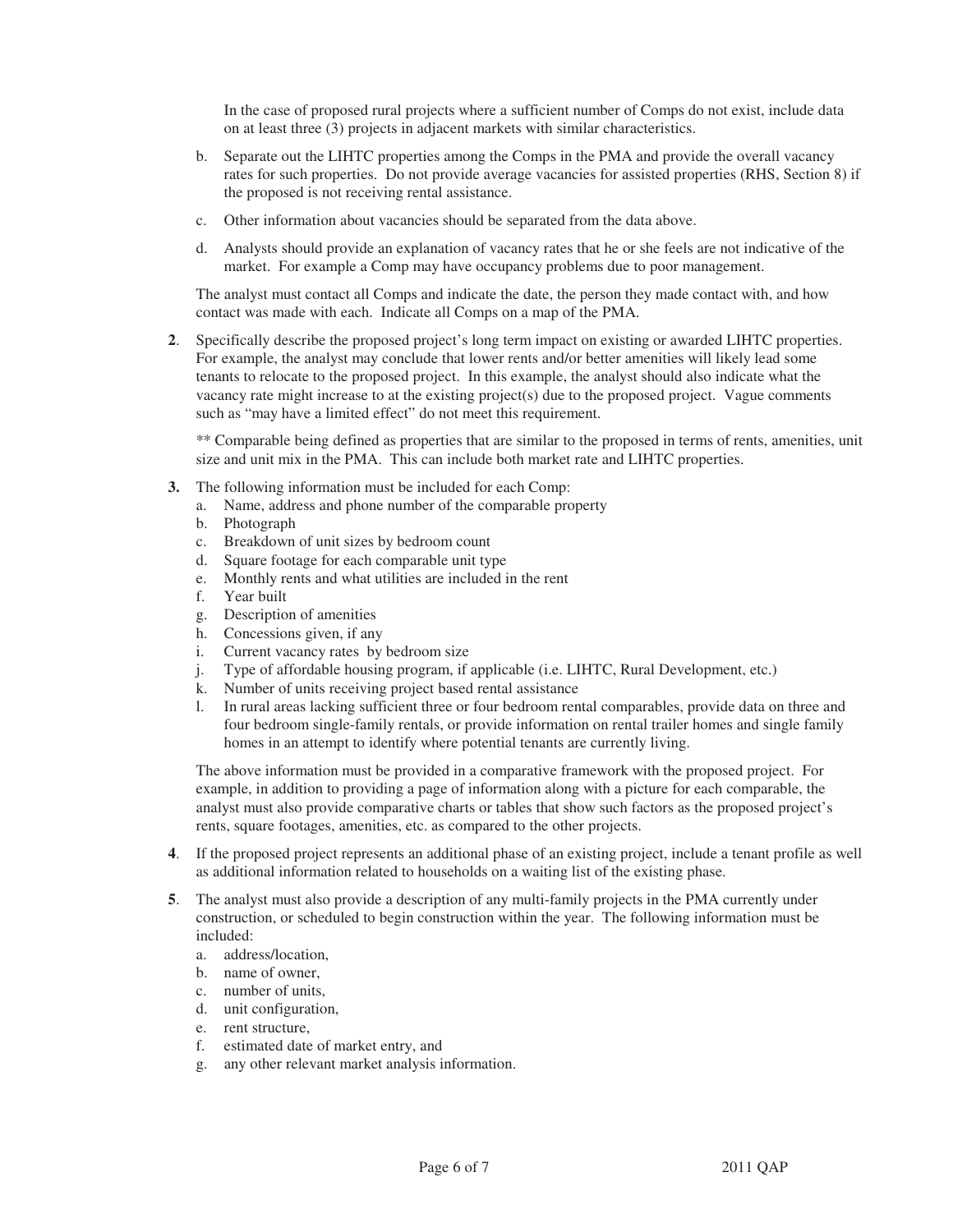In the case of proposed rural projects where a sufficient number of Comps do not exist, include data on at least three (3) projects in adjacent markets with similar characteristics.

b. Separate out the LIHTC properties among the Comps in the PMA and provide the overall vacancy rates for such properties. Do not provide average vacancies for assisted properties (RHS, Section 8) if the proposed is not receiving rental assistance.

c. Other information about vacancies should be separated from the data above.

d. Analysts should provide an explanation of vacancy rates that he or she feels are not indicative of the market. For example a Comp may have occupancy problems due to poor management.

The analyst must contact all Comps and indicate the date, the person they made contact with, and how contact was made with each. Indicate all Comps on a map of the PMA.

**2**. Specifically describe the proposed project's long term impact on existing or awarded LIHTC properties. For example, the analyst may conclude that lower rents and/or better amenities will likely lead some tenants to relocate to the proposed project. In this example, the analyst should also indicate what the vacancy rate might increase to at the existing project(s) due to the proposed project. Vague comments such as "may have a limited effect" do not meet this requirement.

** Comparable being defined as properties that are similar to the proposed in terms of rents, amenities, unit size and unit mix in the PMA. This can include both market rate and LIHTC properties.

**3.** The following information must be included for each Comp:

a. Name, address and phone number of the comparable property
b. Photograph
c. Breakdown of unit sizes by bedroom count
d. Square footage for each comparable unit type
e. Monthly rents and what utilities are included in the rent
f. Year built
g. Description of amenities
h. Concessions given, if any
i. Current vacancy rates by bedroom size
j. Type of affordable housing program, if applicable (i.e. LIHTC, Rural Development, etc.)
k. Number of units receiving project based rental assistance
l. In rural areas lacking sufficient three or four bedroom rental comparables, provide data on three and four bedroom single-family rentals, or provide information on rental trailer homes and single family homes in an attempt to identify where potential tenants are currently living.

The above information must be provided in a comparative framework with the proposed project. For example, in addition to providing a page of information along with a picture for each comparable, the analyst must also provide comparative charts or tables that show such factors as the proposed project's rents, square footages, amenities, etc. as compared to the other projects.

**4**. If the proposed project represents an additional phase of an existing project, include a tenant profile as well as additional information related to households on a waiting list of the existing phase.

**5**. The analyst must also provide a description of any multi-family projects in the PMA currently under construction, or scheduled to begin construction within the year. The following information must be included:

a. address/location,
b. name of owner,
c. number of units,
d. unit configuration,
e. rent structure,
f. estimated date of market entry, and
g. any other relevant market analysis information.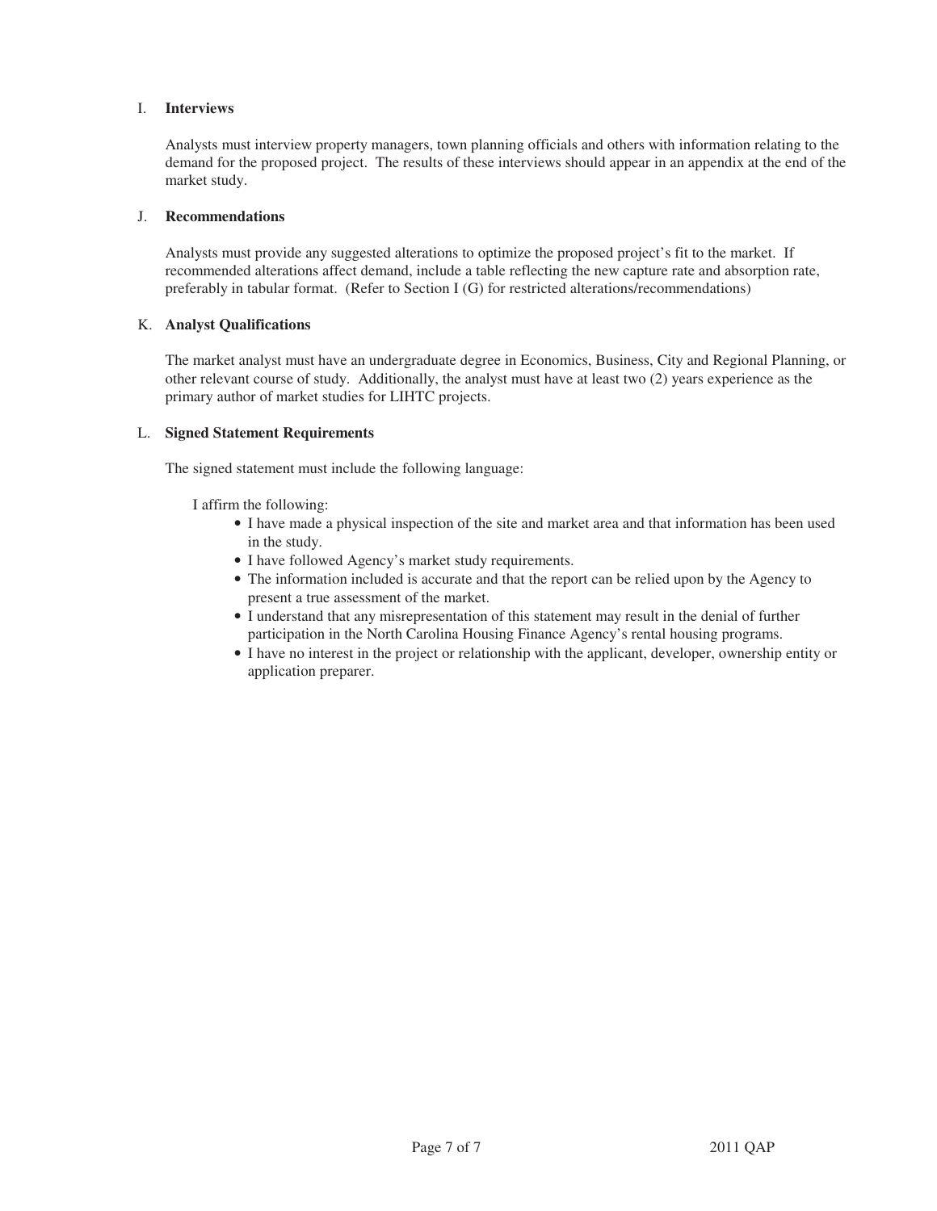I. **Interviews**

Analysts must interview property managers, town planning officials and others with information relating to the demand for the proposed project. The results of these interviews should appear in an appendix at the end of the market study.

J. **Recommendations**

Analysts must provide any suggested alterations to optimize the proposed project's fit to the market. If recommended alterations affect demand, include a table reflecting the new capture rate and absorption rate, preferably in tabular format. (Refer to Section I (G) for restricted alterations/recommendations)

K. **Analyst Qualifications**

The market analyst must have an undergraduate degree in Economics, Business, City and Regional Planning, or other relevant course of study. Additionally, the analyst must have at least two (2) years experience as the primary author of market studies for LIHTC projects.

L. **Signed Statement Requirements**

The signed statement must include the following language:

I affirm the following:

- I have made a physical inspection of the site and market area and that information has been used in the study.
- I have followed Agency's market study requirements.
- The information included is accurate and that the report can be relied upon by the Agency to present a true assessment of the market.
- I understand that any misrepresentation of this statement may result in the denial of further participation in the North Carolina Housing Finance Agency's rental housing programs.
- I have no interest in the project or relationship with the applicant, developer, ownership entity or application preparer.